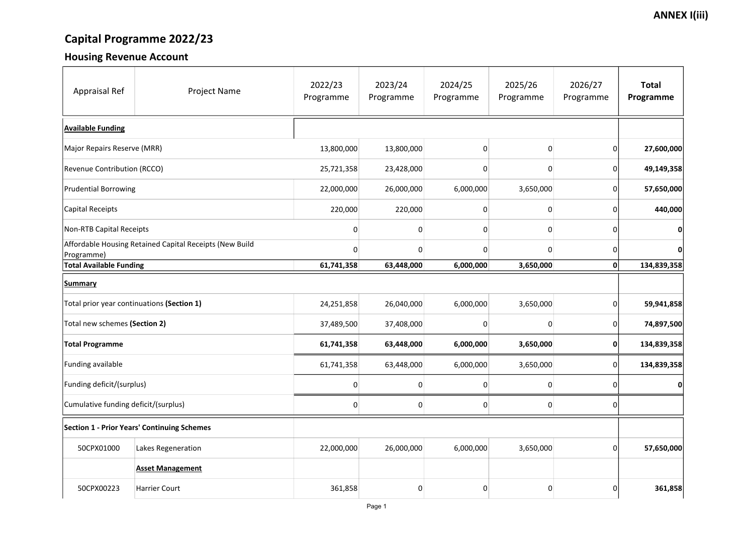ANNEX I(iii)

# Capital Programme 2022/23

## Housing Revenue Account

| Appraisal Ref | Project Name | 2022/23 Programme | 2023/24 Programme | 2024/25 Programme | 2025/26 Programme | 2026/27 Programme | **Total Programme** |
|---|---|---|---|---|---|---|---|
| **Available Funding** | | | | | | | |
| Major Repairs Reserve (MRR) | | 13,800,000 | 13,800,000 | 0 | 0 | 0 | **27,600,000** |
| Revenue Contribution (RCCO) | | 25,721,358 | 23,428,000 | 0 | 0 | 0 | **49,149,358** |
| Prudential Borrowing | | 22,000,000 | 26,000,000 | 6,000,000 | 3,650,000 | 0 | **57,650,000** |
| Capital Receipts | | 220,000 | 220,000 | 0 | 0 | 0 | **440,000** |
| Non-RTB Capital Receipts | | 0 | 0 | 0 | 0 | 0 | **0** |
| Affordable Housing Retained Capital Receipts (New Build Programme) | | 0 | 0 | 0 | 0 | 0 | **0** |
| **Total Available Funding** | | **61,741,358** | **63,448,000** | **6,000,000** | **3,650,000** | **0** | **134,839,358** |
| **Summary** | | | | | | | |
| Total prior year continuations **(Section 1)** | | 24,251,858 | 26,040,000 | 6,000,000 | 3,650,000 | 0 | **59,941,858** |
| Total new schemes **(Section 2)** | | 37,489,500 | 37,408,000 | 0 | 0 | 0 | **74,897,500** |
| **Total Programme** | | **61,741,358** | **63,448,000** | **6,000,000** | **3,650,000** | **0** | **134,839,358** |
| Funding available | | 61,741,358 | 63,448,000 | 6,000,000 | 3,650,000 | 0 | **134,839,358** |
| Funding deficit/(surplus) | | 0 | 0 | 0 | 0 | 0 | **0** |
| Cumulative funding deficit/(surplus) | | 0 | 0 | 0 | 0 | 0 | |
| **Section 1 - Prior Years' Continuing Schemes** | | | | | | | |
| 50CPX01000 | Lakes Regeneration | 22,000,000 | 26,000,000 | 6,000,000 | 3,650,000 | 0 | **57,650,000** |
| | **Asset Management** | | | | | | |
| 50CPX00223 | Harrier Court | 361,858 | 0 | 0 | 0 | 0 | **361,858** |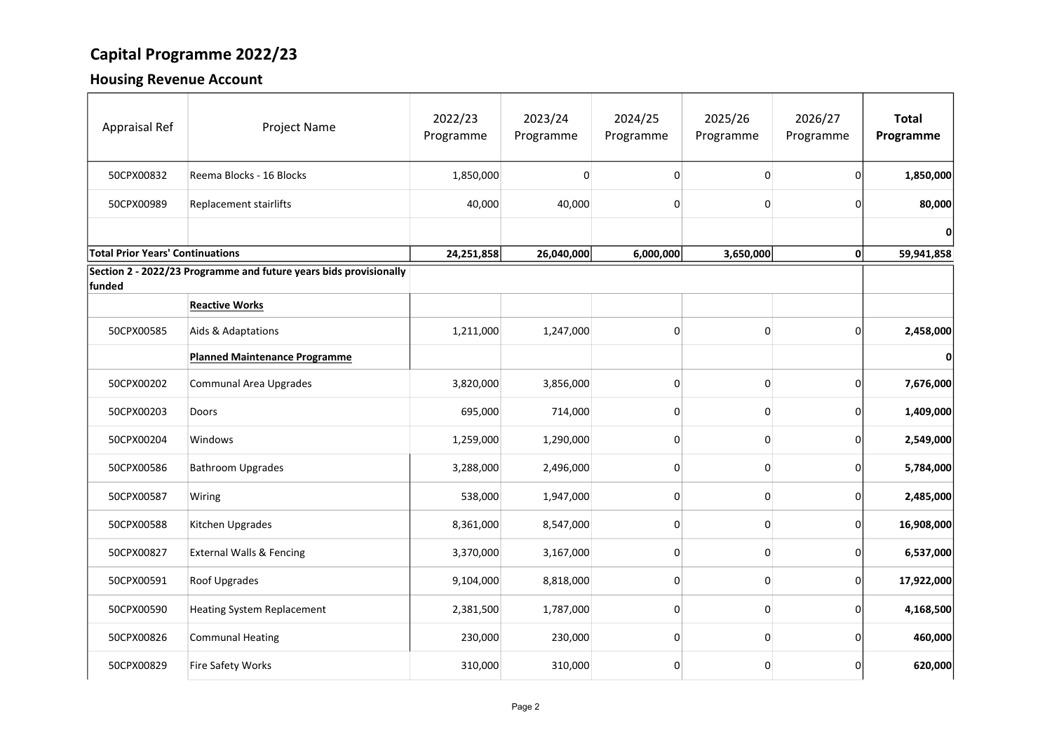# Capital Programme 2022/23

## Housing Revenue Account

| Appraisal Ref | Project Name | 2022/23 Programme | 2023/24 Programme | 2024/25 Programme | 2025/26 Programme | 2026/27 Programme | **Total Programme** |
|---|---|---|---|---|---|---|---|
| 50CPX00832 | Reema Blocks - 16 Blocks | 1,850,000 | 0 | 0 | 0 | 0 | **1,850,000** |
| 50CPX00989 | Replacement stairlifts | 40,000 | 40,000 | 0 | 0 | 0 | **80,000** |
| | | | | | | | **0** |
| **Total Prior Years' Continuations** | | **24,251,858** | **26,040,000** | **6,000,000** | **3,650,000** | **0** | **59,941,858** |
| **Section 2 - 2022/23 Programme and future years bids provisionally funded** | | | | | | | |
| | **Reactive Works** | | | | | | |
| 50CPX00585 | Aids & Adaptations | 1,211,000 | 1,247,000 | 0 | 0 | 0 | **2,458,000** |
| | **Planned Maintenance Programme** | | | | | | **0** |
| 50CPX00202 | Communal Area Upgrades | 3,820,000 | 3,856,000 | 0 | 0 | 0 | **7,676,000** |
| 50CPX00203 | Doors | 695,000 | 714,000 | 0 | 0 | 0 | **1,409,000** |
| 50CPX00204 | Windows | 1,259,000 | 1,290,000 | 0 | 0 | 0 | **2,549,000** |
| 50CPX00586 | Bathroom Upgrades | 3,288,000 | 2,496,000 | 0 | 0 | 0 | **5,784,000** |
| 50CPX00587 | Wiring | 538,000 | 1,947,000 | 0 | 0 | 0 | **2,485,000** |
| 50CPX00588 | Kitchen Upgrades | 8,361,000 | 8,547,000 | 0 | 0 | 0 | **16,908,000** |
| 50CPX00827 | External Walls & Fencing | 3,370,000 | 3,167,000 | 0 | 0 | 0 | **6,537,000** |
| 50CPX00591 | Roof Upgrades | 9,104,000 | 8,818,000 | 0 | 0 | 0 | **17,922,000** |
| 50CPX00590 | Heating System Replacement | 2,381,500 | 1,787,000 | 0 | 0 | 0 | **4,168,500** |
| 50CPX00826 | Communal Heating | 230,000 | 230,000 | 0 | 0 | 0 | **460,000** |
| 50CPX00829 | Fire Safety Works | 310,000 | 310,000 | 0 | 0 | 0 | **620,000** |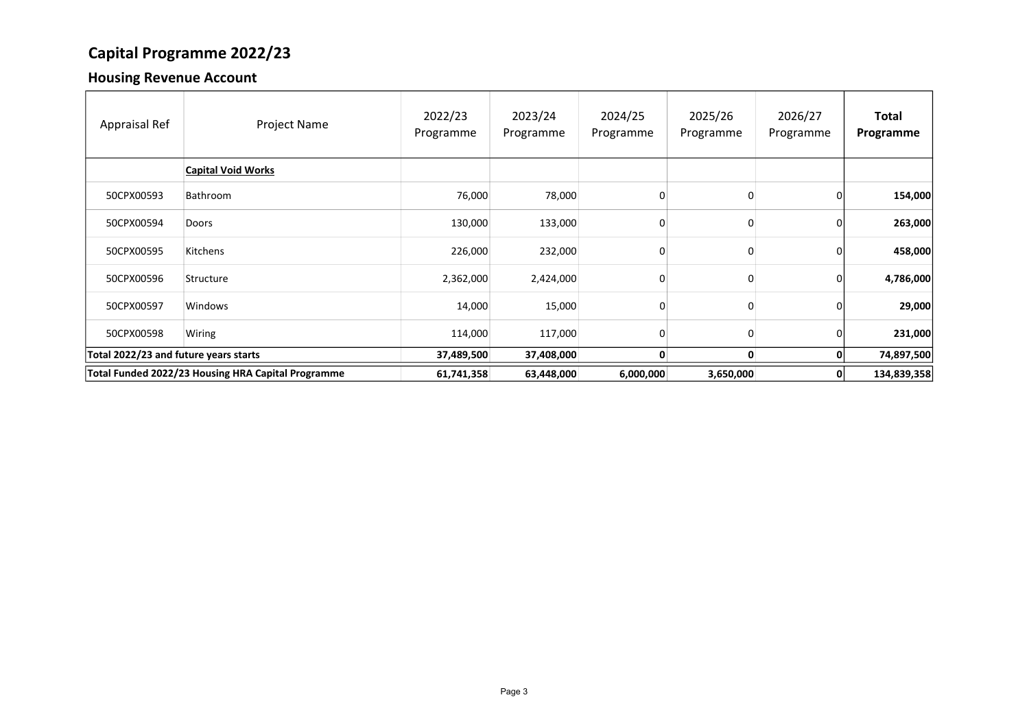# Capital Programme 2022/23

## Housing Revenue Account

| Appraisal Ref | Project Name | 2022/23 Programme | 2023/24 Programme | 2024/25 Programme | 2025/26 Programme | 2026/27 Programme | **Total Programme** |
|---|---|---|---|---|---|---|---|
| | **Capital Void Works** | | | | | | |
| 50CPX00593 | Bathroom | 76,000 | 78,000 | 0 | 0 | 0 | **154,000** |
| 50CPX00594 | Doors | 130,000 | 133,000 | 0 | 0 | 0 | **263,000** |
| 50CPX00595 | Kitchens | 226,000 | 232,000 | 0 | 0 | 0 | **458,000** |
| 50CPX00596 | Structure | 2,362,000 | 2,424,000 | 0 | 0 | 0 | **4,786,000** |
| 50CPX00597 | Windows | 14,000 | 15,000 | 0 | 0 | 0 | **29,000** |
| 50CPX00598 | Wiring | 114,000 | 117,000 | 0 | 0 | 0 | **231,000** |
| **Total 2022/23 and future years starts** | | **37,489,500** | **37,408,000** | **0** | **0** | **0** | **74,897,500** |
| **Total Funded 2022/23 Housing HRA Capital Programme** | | **61,741,358** | **63,448,000** | **6,000,000** | **3,650,000** | **0** | **134,839,358** |